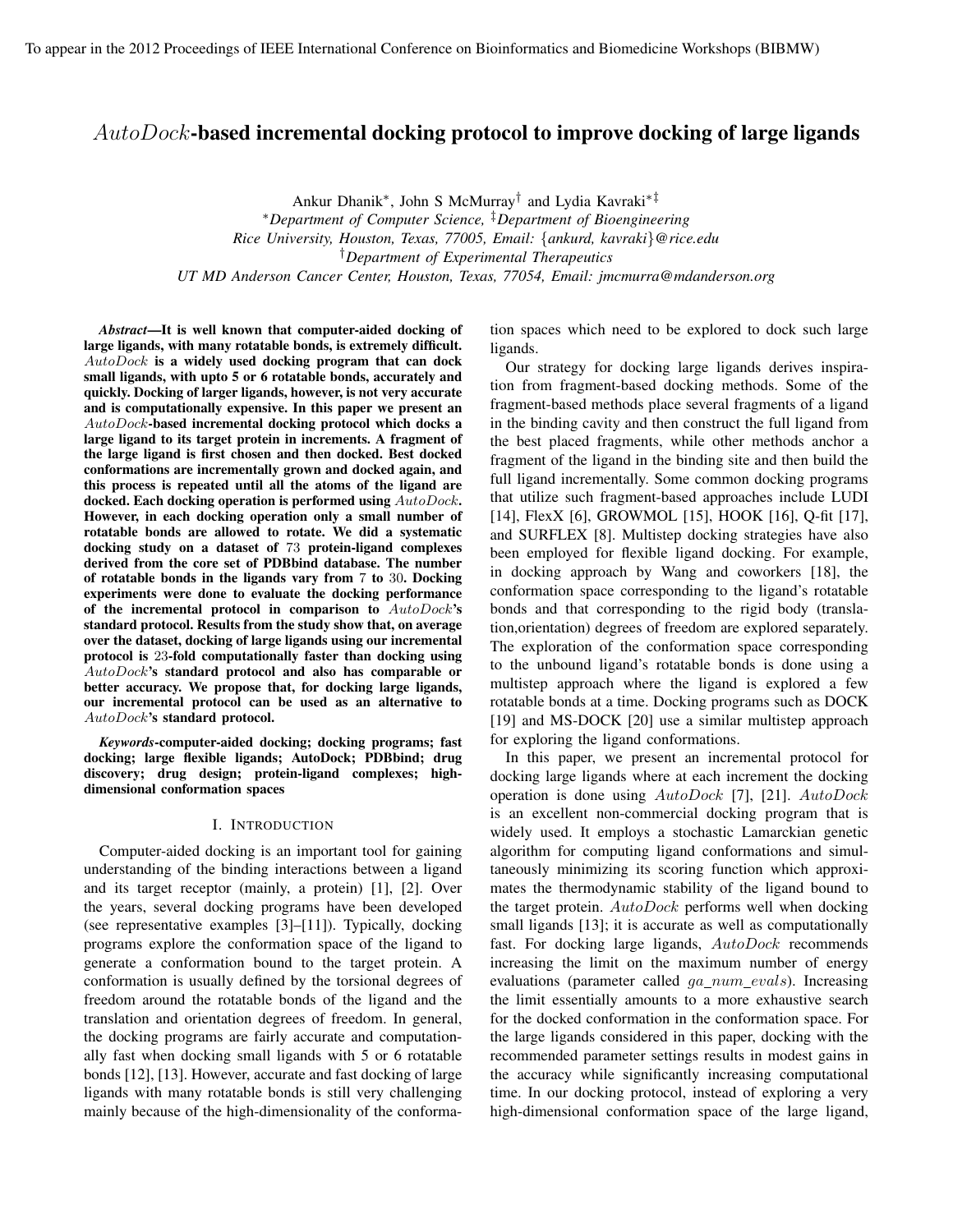To appear in the 2012 Proceedings of IEEE International Conference on Bioinformatics and Biomedicine Workshops (BIBMW)

# *AutoDock*-based incremental docking protocol to improve docking of large ligands

Ankur Dhanik[*], John S McMurray[†] and Lydia Kavraki[*‡]

[*]*Department of Computer Science,* [‡]*Department of Bioengineering*
*Rice University, Houston, Texas, 77005, Email: {ankurd, kavraki}@rice.edu*
[†]*Department of Experimental Therapeutics*
*UT MD Anderson Cancer Center, Houston, Texas, 77054, Email: jmcmurra@mdanderson.org*

***Abstract*—It is well known that computer-aided docking of large ligands, with many rotatable bonds, is extremely difficult. *AutoDock* is a widely used docking program that can dock small ligands, with upto 5 or 6 rotatable bonds, accurately and quickly. Docking of larger ligands, however, is not very accurate and is computationally expensive. In this paper we present an *AutoDock*-based incremental docking protocol which docks a large ligand to its target protein in increments. A fragment of the large ligand is first chosen and then docked. Best docked conformations are incrementally grown and docked again, and this process is repeated until all the atoms of the ligand are docked. Each docking operation is performed using *AutoDock*. However, in each docking operation only a small number of rotatable bonds are allowed to rotate. We did a systematic docking study on a dataset of 73 protein-ligand complexes derived from the core set of PDBbind database. The number of rotatable bonds in the ligands vary from 7 to 30. Docking experiments were done to evaluate the docking performance of the incremental protocol in comparison to *AutoDock*'s standard protocol. Results from the study show that, on average over the dataset, docking of large ligands using our incremental protocol is 23-fold computationally faster than docking using *AutoDock*'s standard protocol and also has comparable or better accuracy. We propose that, for docking large ligands, our incremental protocol can be used as an alternative to *AutoDock*'s standard protocol.**

***Keywords*-computer-aided docking; docking programs; fast docking; large flexible ligands; AutoDock; PDBbind; drug discovery; drug design; protein-ligand complexes; high-dimensional conformation spaces**

## I. INTRODUCTION

Computer-aided docking is an important tool for gaining understanding of the binding interactions between a ligand and its target receptor (mainly, a protein) [1], [2]. Over the years, several docking programs have been developed (see representative examples [3]–[11]). Typically, docking programs explore the conformation space of the ligand to generate a conformation bound to the target protein. A conformation is usually defined by the torsional degrees of freedom around the rotatable bonds of the ligand and the translation and orientation degrees of freedom. In general, the docking programs are fairly accurate and computationally fast when docking small ligands with 5 or 6 rotatable bonds [12], [13]. However, accurate and fast docking of large ligands with many rotatable bonds is still very challenging mainly because of the high-dimensionality of the conformation spaces which need to be explored to dock such large ligands.

Our strategy for docking large ligands derives inspiration from fragment-based docking methods. Some of the fragment-based methods place several fragments of a ligand in the binding cavity and then construct the full ligand from the best placed fragments, while other methods anchor a fragment of the ligand in the binding site and then build the full ligand incrementally. Some common docking programs that utilize such fragment-based approaches include LUDI [14], FlexX [6], GROWMOL [15], HOOK [16], Q-fit [17], and SURFLEX [8]. Multistep docking strategies have also been employed for flexible ligand docking. For example, in docking approach by Wang and coworkers [18], the conformation space corresponding to the ligand's rotatable bonds and that corresponding to the rigid body (translation,orientation) degrees of freedom are explored separately. The exploration of the conformation space corresponding to the unbound ligand's rotatable bonds is done using a multistep approach where the ligand is explored a few rotatable bonds at a time. Docking programs such as DOCK [19] and MS-DOCK [20] use a similar multistep approach for exploring the ligand conformations.

In this paper, we present an incremental protocol for docking large ligands where at each increment the docking operation is done using *AutoDock* [7], [21]. *AutoDock* is an excellent non-commercial docking program that is widely used. It employs a stochastic Lamarckian genetic algorithm for computing ligand conformations and simultaneously minimizing its scoring function which approximates the thermodynamic stability of the ligand bound to the target protein. *AutoDock* performs well when docking small ligands [13]; it is accurate as well as computationally fast. For docking large ligands, *AutoDock* recommends increasing the limit on the maximum number of energy evaluations (parameter called *ga_num_evals*). Increasing the limit essentially amounts to a more exhaustive search for the docked conformation in the conformation space. For the large ligands considered in this paper, docking with the recommended parameter settings results in modest gains in the accuracy while significantly increasing computational time. In our docking protocol, instead of exploring a very high-dimensional conformation space of the large ligand,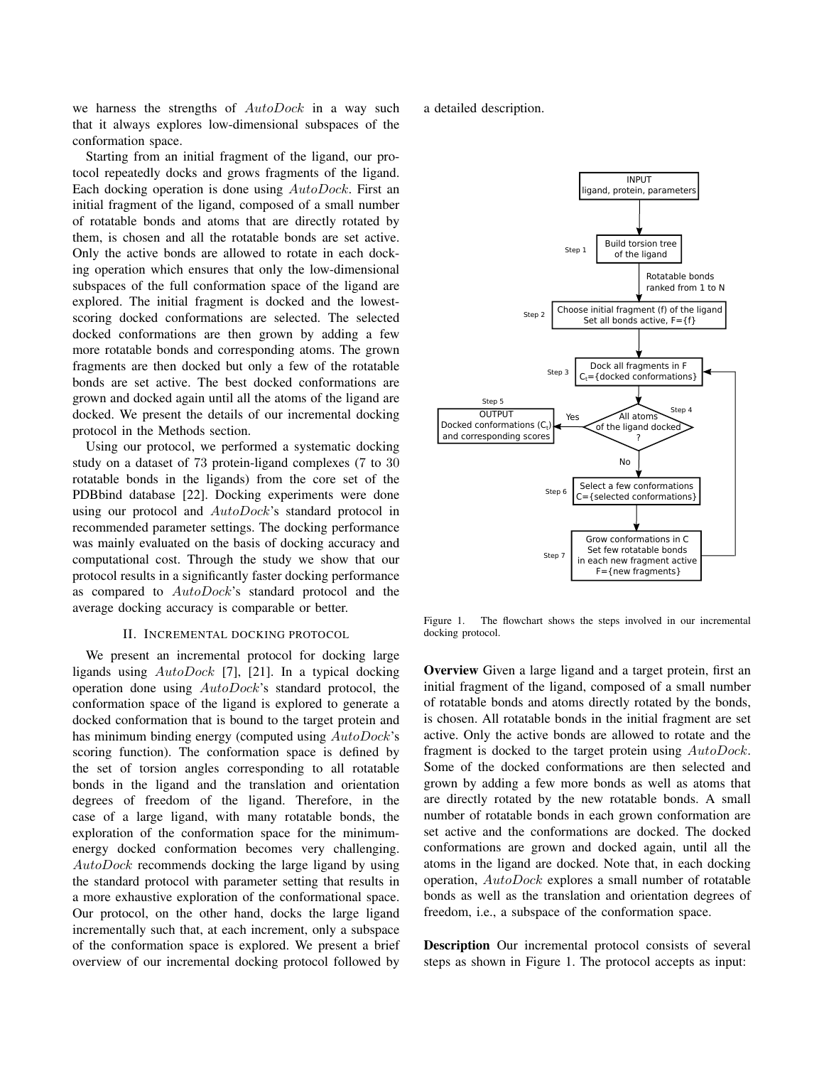we harness the strengths of *AutoDock* in a way such that it always explores low-dimensional subspaces of the conformation space.

Starting from an initial fragment of the ligand, our protocol repeatedly docks and grows fragments of the ligand. Each docking operation is done using *AutoDock*. First an initial fragment of the ligand, composed of a small number of rotatable bonds and atoms that are directly rotated by them, is chosen and all the rotatable bonds are set active. Only the active bonds are allowed to rotate in each docking operation which ensures that only the low-dimensional subspaces of the full conformation space of the ligand are explored. The initial fragment is docked and the lowest-scoring docked conformations are selected. The selected docked conformations are then grown by adding a few more rotatable bonds and corresponding atoms. The grown fragments are then docked but only a few of the rotatable bonds are set active. The best docked conformations are grown and docked again until all the atoms of the ligand are docked. We present the details of our incremental docking protocol in the Methods section.

Using our protocol, we performed a systematic docking study on a dataset of 73 protein-ligand complexes (7 to 30 rotatable bonds in the ligands) from the core set of the PDBbind database [22]. Docking experiments were done using our protocol and *AutoDock*'s standard protocol in recommended parameter settings. The docking performance was mainly evaluated on the basis of docking accuracy and computational cost. Through the study we show that our protocol results in a significantly faster docking performance as compared to *AutoDock*'s standard protocol and the average docking accuracy is comparable or better.

## II. Incremental docking protocol

We present an incremental protocol for docking large ligands using *AutoDock* [7], [21]. In a typical docking operation done using *AutoDock*'s standard protocol, the conformation space of the ligand is explored to generate a docked conformation that is bound to the target protein and has minimum binding energy (computed using *AutoDock*'s scoring function). The conformation space is defined by the set of torsion angles corresponding to all rotatable bonds in the ligand and the translation and orientation degrees of freedom of the ligand. Therefore, in the case of a large ligand, with many rotatable bonds, the exploration of the conformation space for the minimum-energy docked conformation becomes very challenging. *AutoDock* recommends docking the large ligand by using the standard protocol with parameter setting that results in a more exhaustive exploration of the conformational space. Our protocol, on the other hand, docks the large ligand incrementally such that, at each increment, only a subspace of the conformation space is explored. We present a brief overview of our incremental docking protocol followed by a detailed description.

Figure 1. The flowchart shows the steps involved in our incremental docking protocol.

**Overview** Given a large ligand and a target protein, first an initial fragment of the ligand, composed of a small number of rotatable bonds and atoms directly rotated by the bonds, is chosen. All rotatable bonds in the initial fragment are set active. Only the active bonds are allowed to rotate and the fragment is docked to the target protein using *AutoDock*. Some of the docked conformations are then selected and grown by adding a few more bonds as well as atoms that are directly rotated by the new rotatable bonds. A small number of rotatable bonds in each grown conformation are set active and the conformations are docked. The docked conformations are grown and docked again, until all the atoms in the ligand are docked. Note that, in each docking operation, *AutoDock* explores a small number of rotatable bonds as well as the translation and orientation degrees of freedom, i.e., a subspace of the conformation space.

**Description** Our incremental protocol consists of several steps as shown in Figure 1. The protocol accepts as input: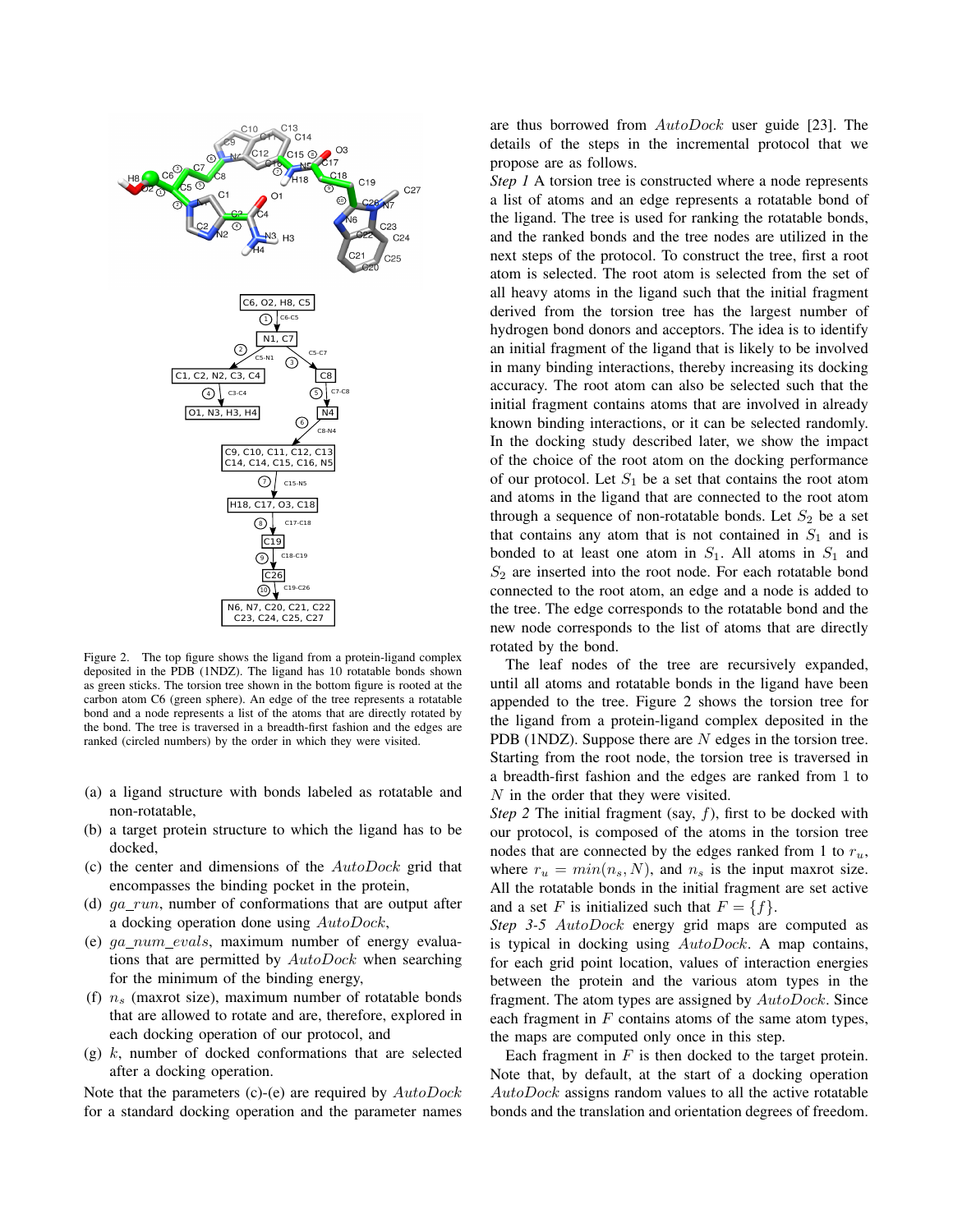Figure 2. The top figure shows the ligand from a protein-ligand complex deposited in the PDB (1NDZ). The ligand has 10 rotatable bonds shown as green sticks. The torsion tree shown in the bottom figure is rooted at the carbon atom C6 (green sphere). An edge of the tree represents a rotatable bond and a node represents a list of the atoms that are directly rotated by the bond. The tree is traversed in a breadth-first fashion and the edges are ranked (circled numbers) by the order in which they were visited.

(a) a ligand structure with bonds labeled as rotatable and non-rotatable,
(b) a target protein structure to which the ligand has to be docked,
(c) the center and dimensions of the *AutoDock* grid that encompasses the binding pocket in the protein,
(d) $ga\_run$, number of conformations that are output after a docking operation done using *AutoDock*,
(e) $ga\_num\_evals$, maximum number of energy evaluations that are permitted by *AutoDock* when searching for the minimum of the binding energy,
(f) $n_s$ (maxrot size), maximum number of rotatable bonds that are allowed to rotate and are, therefore, explored in each docking operation of our protocol, and
(g) $k$, number of docked conformations that are selected after a docking operation.

Note that the parameters (c)-(e) are required by *AutoDock* for a standard docking operation and the parameter names are thus borrowed from *AutoDock* user guide [23]. The details of the steps in the incremental protocol that we propose are as follows.

*Step 1* A torsion tree is constructed where a node represents a list of atoms and an edge represents a rotatable bond of the ligand. The tree is used for ranking the rotatable bonds, and the ranked bonds and the tree nodes are utilized in the next steps of the protocol. To construct the tree, first a root atom is selected. The root atom is selected from the set of all heavy atoms in the ligand such that the initial fragment derived from the torsion tree has the largest number of hydrogen bond donors and acceptors. The idea is to identify an initial fragment of the ligand that is likely to be involved in many binding interactions, thereby increasing its docking accuracy. The root atom can also be selected such that the initial fragment contains atoms that are involved in already known binding interactions, or it can be selected randomly. In the docking study described later, we show the impact of the choice of the root atom on the docking performance of our protocol. Let $S_1$ be a set that contains the root atom and atoms in the ligand that are connected to the root atom through a sequence of non-rotatable bonds. Let $S_2$ be a set that contains any atom that is not contained in $S_1$ and is bonded to at least one atom in $S_1$. All atoms in $S_1$ and $S_2$ are inserted into the root node. For each rotatable bond connected to the root atom, an edge and a node is added to the tree. The edge corresponds to the rotatable bond and the new node corresponds to the list of atoms that are directly rotated by the bond.

The leaf nodes of the tree are recursively expanded, until all atoms and rotatable bonds in the ligand have been appended to the tree. Figure 2 shows the torsion tree for the ligand from a protein-ligand complex deposited in the PDB (1NDZ). Suppose there are $N$ edges in the torsion tree. Starting from the root node, the torsion tree is traversed in a breadth-first fashion and the edges are ranked from 1 to $N$ in the order that they were visited.

*Step 2* The initial fragment (say, $f$), first to be docked with our protocol, is composed of the atoms in the torsion tree nodes that are connected by the edges ranked from 1 to $r_u$, where $r_u = min(n_s, N)$, and $n_s$ is the input maxrot size. All the rotatable bonds in the initial fragment are set active and a set $F$ is initialized such that $F = \{f\}$.

*Step 3-5* *AutoDock* energy grid maps are computed as is typical in docking using *AutoDock*. A map contains, for each grid point location, values of interaction energies between the protein and the various atom types in the fragment. The atom types are assigned by *AutoDock*. Since each fragment in $F$ contains atoms of the same atom types, the maps are computed only once in this step.

Each fragment in $F$ is then docked to the target protein. Note that, by default, at the start of a docking operation *AutoDock* assigns random values to all the active rotatable bonds and the translation and orientation degrees of freedom.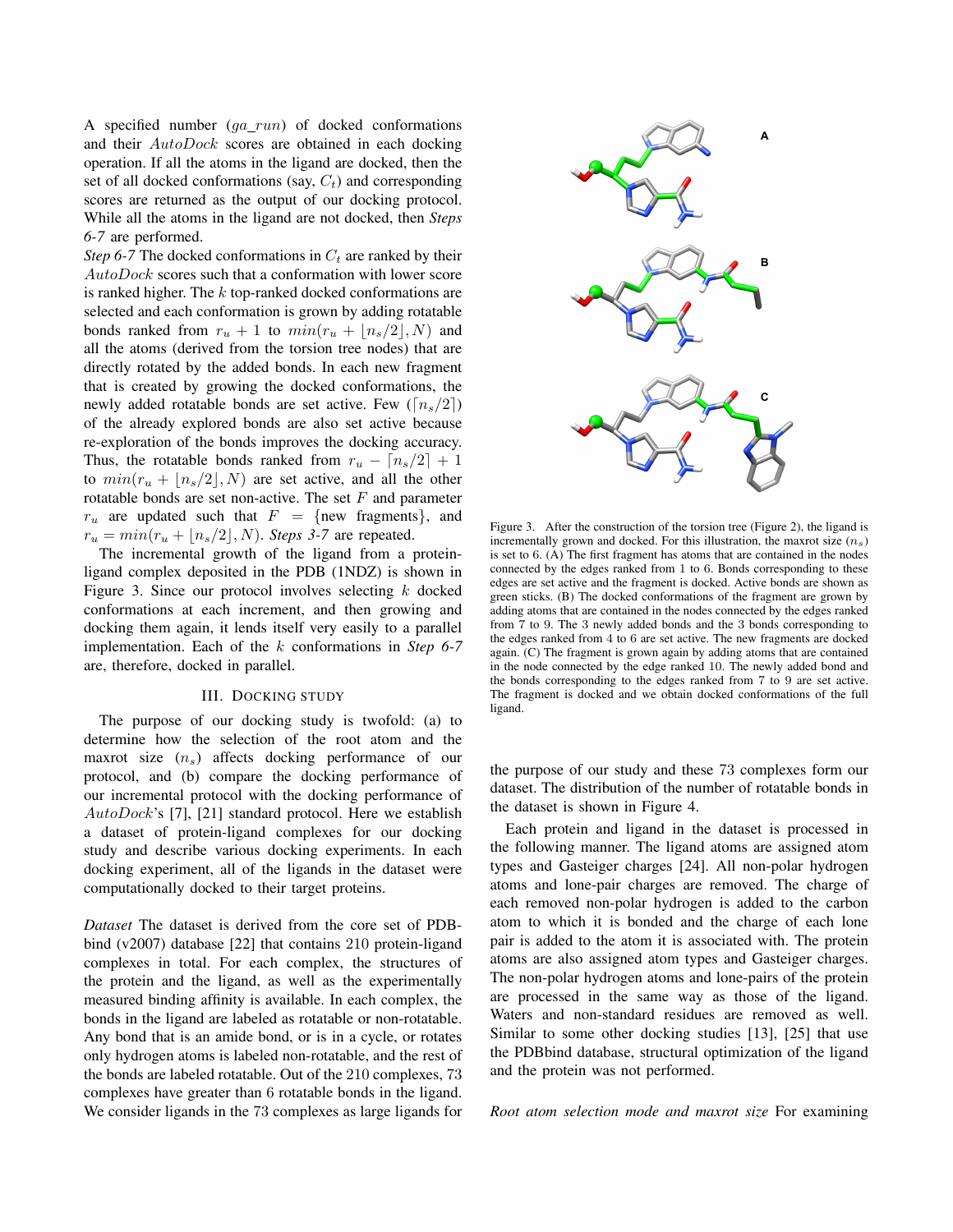A specified number ($ga\_run$) of docked conformations and their $AutoDock$ scores are obtained in each docking operation. If all the atoms in the ligand are docked, then the set of all docked conformations (say, $C_t$) and corresponding scores are returned as the output of our docking protocol. While all the atoms in the ligand are not docked, then *Steps 6-7* are performed.

*Step 6-7* The docked conformations in $C_t$ are ranked by their $AutoDock$ scores such that a conformation with lower score is ranked higher. The $k$ top-ranked docked conformations are selected and each conformation is grown by adding rotatable bonds ranked from $r_u + 1$ to $min(r_u + \lfloor n_s/2 \rfloor, N)$ and all the atoms (derived from the torsion tree nodes) that are directly rotated by the added bonds. In each new fragment that is created by growing the docked conformations, the newly added rotatable bonds are set active. Few ($\lceil n_s/2 \rceil$) of the already explored bonds are also set active because re-exploration of the bonds improves the docking accuracy. Thus, the rotatable bonds ranked from $r_u - \lceil n_s/2 \rceil + 1$ to $min(r_u + \lfloor n_s/2 \rfloor, N)$ are set active, and all the other rotatable bonds are set non-active. The set $F$ and parameter $r_u$ are updated such that $F = \{\text{new fragments}\}$, and $r_u = min(r_u + \lfloor n_s/2 \rfloor, N)$. *Steps 3-7* are repeated.

The incremental growth of the ligand from a protein-ligand complex deposited in the PDB (1NDZ) is shown in Figure 3. Since our protocol involves selecting $k$ docked conformations at each increment, and then growing and docking them again, it lends itself very easily to a parallel implementation. Each of the $k$ conformations in *Step 6-7* are, therefore, docked in parallel.

Figure 3. After the construction of the torsion tree (Figure 2), the ligand is incrementally grown and docked. For this illustration, the maxrot size ($n_s$) is set to 6. (A) The first fragment has atoms that are contained in the nodes connected by the edges ranked from 1 to 6. Bonds corresponding to these edges are set active and the fragment is docked. Active bonds are shown as green sticks. (B) The docked conformations of the fragment are grown by adding atoms that are contained in the nodes connected by the edges ranked from 7 to 9. The 3 newly added bonds and the 3 bonds corresponding to the edges ranked from 4 to 6 are set active. The new fragments are docked again. (C) The fragment is grown again by adding atoms that are contained in the node connected by the edge ranked 10. The newly added bond and the bonds corresponding to the edges ranked from 7 to 9 are set active. The fragment is docked and we obtain docked conformations of the full ligand.

## III. Docking study

The purpose of our docking study is twofold: (a) to determine how the selection of the root atom and the maxrot size ($n_s$) affects docking performance of our protocol, and (b) compare the docking performance of our incremental protocol with the docking performance of $AutoDock$'s [7], [21] standard protocol. Here we establish a dataset of protein-ligand complexes for our docking study and describe various docking experiments. In each docking experiment, all of the ligands in the dataset were computationally docked to their target proteins.

*Dataset* The dataset is derived from the core set of PDBbind (v2007) database [22] that contains 210 protein-ligand complexes in total. For each complex, the structures of the protein and the ligand, as well as the experimentally measured binding affinity is available. In each complex, the bonds in the ligand are labeled as rotatable or non-rotatable. Any bond that is an amide bond, or is in a cycle, or rotates only hydrogen atoms is labeled non-rotatable, and the rest of the bonds are labeled rotatable. Out of the 210 complexes, 73 complexes have greater than 6 rotatable bonds in the ligand. We consider ligands in the 73 complexes as large ligands for the purpose of our study and these 73 complexes form our dataset. The distribution of the number of rotatable bonds in the dataset is shown in Figure 4.

Each protein and ligand in the dataset is processed in the following manner. The ligand atoms are assigned atom types and Gasteiger charges [24]. All non-polar hydrogen atoms and lone-pair charges are removed. The charge of each removed non-polar hydrogen is added to the carbon atom to which it is bonded and the charge of each lone pair is added to the atom it is associated with. The protein atoms are also assigned atom types and Gasteiger charges. The non-polar hydrogen atoms and lone-pairs of the protein are processed in the same way as those of the ligand. Waters and non-standard residues are removed as well. Similar to some other docking studies [13], [25] that use the PDBbind database, structural optimization of the ligand and the protein was not performed.

*Root atom selection mode and maxrot size* For examining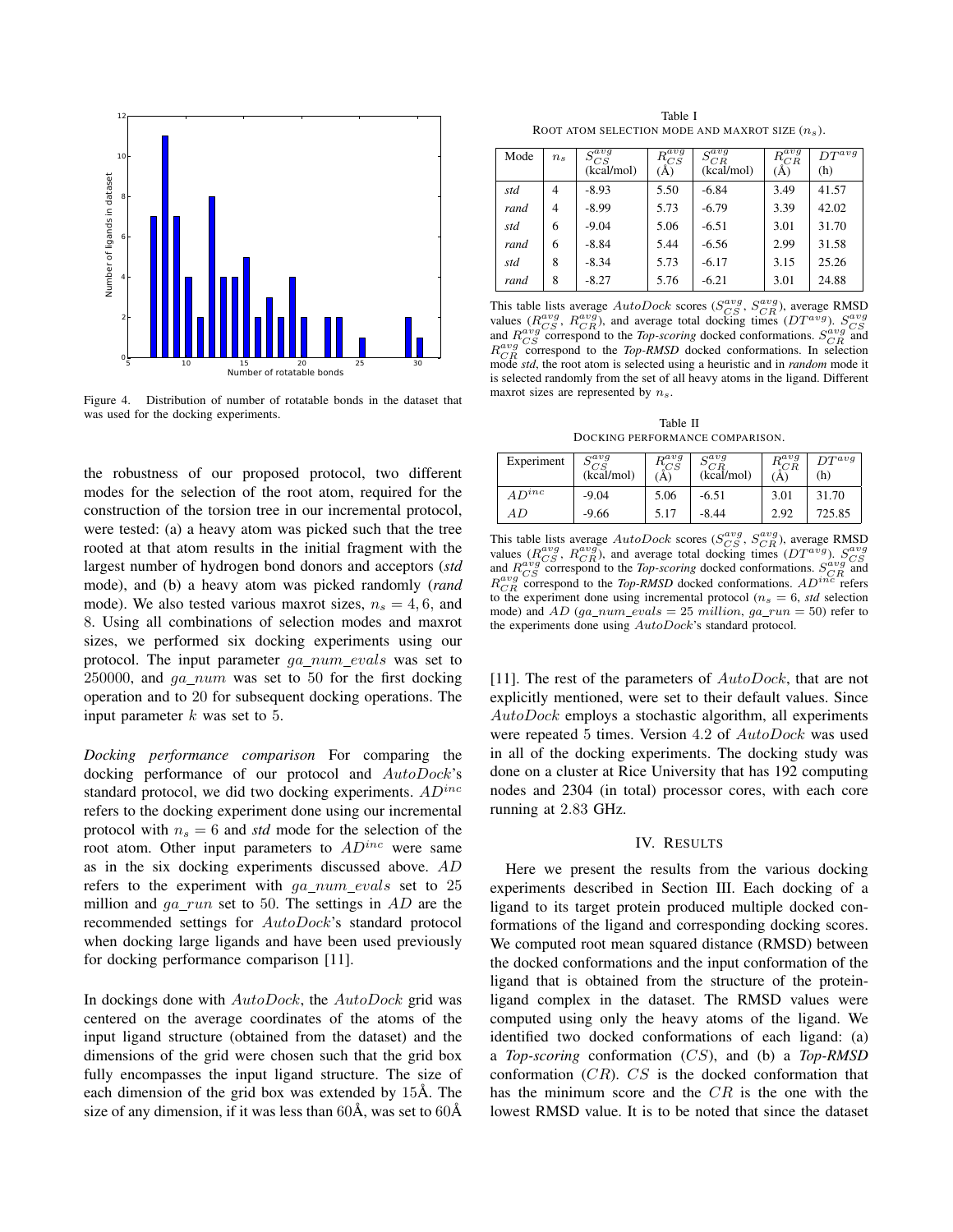Figure 4. Distribution of number of rotatable bonds in the dataset that was used for the docking experiments.

the robustness of our proposed protocol, two different modes for the selection of the root atom, required for the construction of the torsion tree in our incremental protocol, were tested: (a) a heavy atom was picked such that the tree rooted at that atom results in the initial fragment with the largest number of hydrogen bond donors and acceptors (*std* mode), and (b) a heavy atom was picked randomly (*rand* mode). We also tested various maxrot sizes, $n_s = 4, 6$, and 8. Using all combinations of selection modes and maxrot sizes, we performed six docking experiments using our protocol. The input parameter $ga\_num\_evals$ was set to 250000, and $ga\_num$ was set to 50 for the first docking operation and to 20 for subsequent docking operations. The input parameter $k$ was set to 5.

*Docking performance comparison* For comparing the docking performance of our protocol and $AutoDock$'s standard protocol, we did two docking experiments. $AD^{inc}$ refers to the docking experiment done using our incremental protocol with $n_s = 6$ and *std* mode for the selection of the root atom. Other input parameters to $AD^{inc}$ were same as in the six docking experiments discussed above. $AD$ refers to the experiment with $ga\_num\_evals$ set to 25 million and $ga\_run$ set to 50. The settings in $AD$ are the recommended settings for $AutoDock$'s standard protocol when docking large ligands and have been used previously for docking performance comparison [11].

In dockings done with $AutoDock$, the $AutoDock$ grid was centered on the average coordinates of the atoms of the input ligand structure (obtained from the dataset) and the dimensions of the grid were chosen such that the grid box fully encompasses the input ligand structure. The size of each dimension of the grid box was extended by 15Å. The size of any dimension, if it was less than 60Å, was set to 60Å [11]. The rest of the parameters of $AutoDock$, that are not explicitly mentioned, were set to their default values. Since $AutoDock$ employs a stochastic algorithm, all experiments were repeated 5 times. Version 4.2 of $AutoDock$ was used in all of the docking experiments. The docking study was done on a cluster at Rice University that has 192 computing nodes and 2304 (in total) processor cores, with each core running at 2.83 GHz.

Table I
ROOT ATOM SELECTION MODE AND MAXROT SIZE ($n_s$).

| Mode | $n_s$ | $S_{CS}^{avg}$ (kcal/mol) | $R_{CS}^{avg}$ (Å) | $S_{CR}^{avg}$ (kcal/mol) | $R_{CR}^{avg}$ (Å) | $DT^{avg}$ (h) |
|---|---|---|---|---|---|---|
| *std* | 4 | -8.93 | 5.50 | -6.84 | 3.49 | 41.57 |
| *rand* | 4 | -8.99 | 5.73 | -6.79 | 3.39 | 42.02 |
| *std* | 6 | -9.04 | 5.06 | -6.51 | 3.01 | 31.70 |
| *rand* | 6 | -8.84 | 5.44 | -6.56 | 2.99 | 31.58 |
| *std* | 8 | -8.34 | 5.73 | -6.17 | 3.15 | 25.26 |
| *rand* | 8 | -8.27 | 5.76 | -6.21 | 3.01 | 24.88 |

This table lists average $AutoDock$ scores ($S_{CS}^{avg}$, $S_{CR}^{avg}$), average RMSD values ($R_{CS}^{avg}$, $R_{CR}^{avg}$), and average total docking times ($DT^{avg}$). $S_{CS}^{avg}$ and $R_{CS}^{avg}$ correspond to the *Top-scoring* docked conformations. $S_{CR}^{avg}$ and $R_{CR}^{avg}$ correspond to the *Top-RMSD* docked conformations. In selection mode *std*, the root atom is selected using a heuristic and in *random* mode it is selected randomly from the set of all heavy atoms in the ligand. Different maxrot sizes are represented by $n_s$.

Table II
DOCKING PERFORMANCE COMPARISON.

| Experiment | $S_{CS}^{avg}$ (kcal/mol) | $R_{CS}^{avg}$ (Å) | $S_{CR}^{avg}$ (kcal/mol) | $R_{CR}^{avg}$ (Å) | $DT^{avg}$ (h) |
|---|---|---|---|---|---|
| $AD^{inc}$ | -9.04 | 5.06 | -6.51 | 3.01 | 31.70 |
| $AD$ | -9.66 | 5.17 | -8.44 | 2.92 | 725.85 |

This table lists average $AutoDock$ scores ($S_{CS}^{avg}$, $S_{CR}^{avg}$), average RMSD values ($R_{CS}^{avg}$, $R_{CR}^{avg}$), and average total docking times ($DT^{avg}$). $S_{CS}^{avg}$ and $R_{CS}^{avg}$ correspond to the *Top-scoring* docked conformations. $S_{CR}^{avg}$ and $R_{CR}^{avg}$ correspond to the *Top-RMSD* docked conformations. $AD^{inc}$ refers to the experiment done using incremental protocol ($n_s = 6$, *std* selection mode) and $AD$ ($ga\_num\_evals = 25\ million$, $ga\_run = 50$) refer to the experiments done using $AutoDock$'s standard protocol.

## IV. RESULTS

Here we present the results from the various docking experiments described in Section III. Each docking of a ligand to its target protein produced multiple docked conformations of the ligand and corresponding docking scores. We computed root mean squared distance (RMSD) between the docked conformations and the input conformation of the ligand that is obtained from the structure of the protein-ligand complex in the dataset. The RMSD values were computed using only the heavy atoms of the ligand. We identified two docked conformations of each ligand: (a) a *Top-scoring* conformation ($CS$), and (b) a *Top-RMSD* conformation ($CR$). $CS$ is the docked conformation that has the minimum score and the $CR$ is the one with the lowest RMSD value. It is to be noted that since the dataset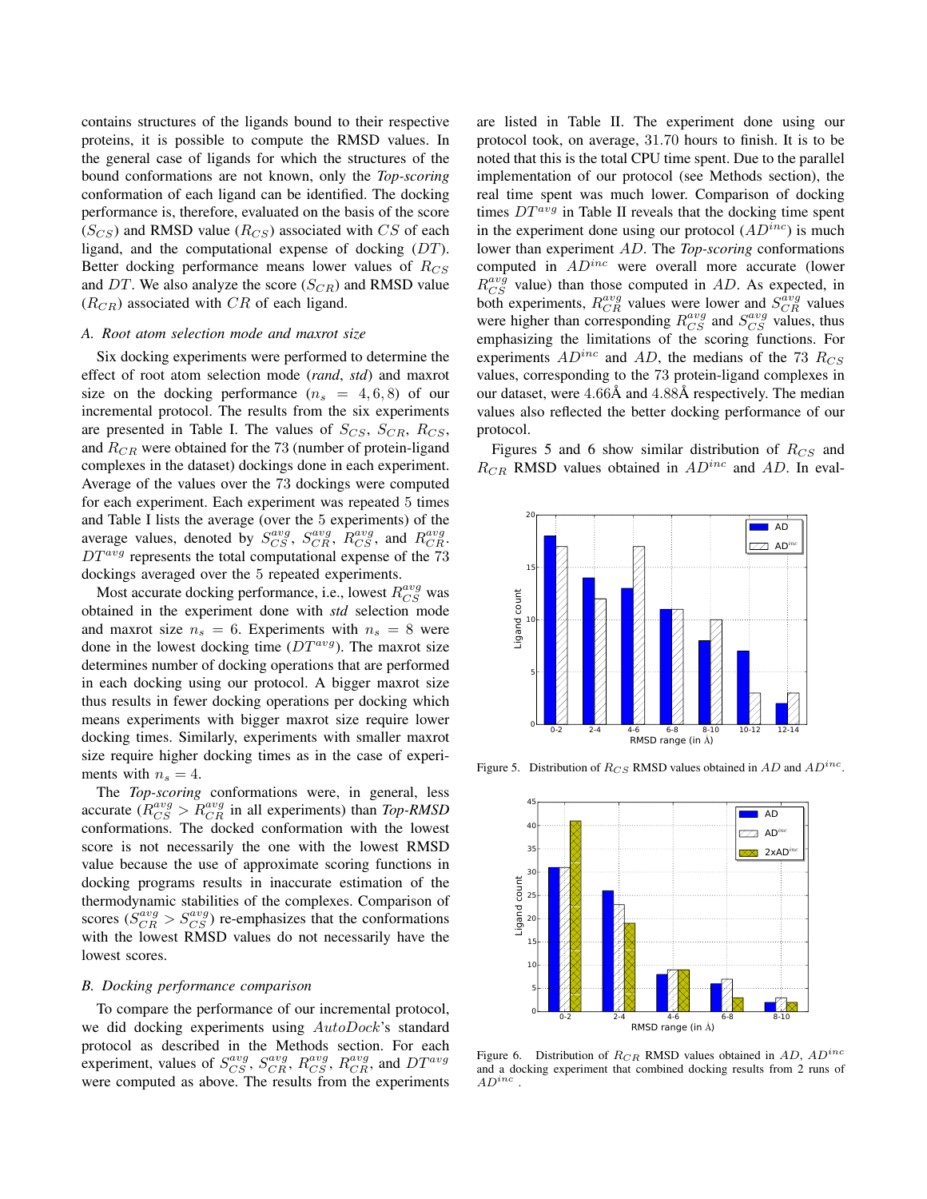contains structures of the ligands bound to their respective proteins, it is possible to compute the RMSD values. In the general case of ligands for which the structures of the bound conformations are not known, only the *Top-scoring* conformation of each ligand can be identified. The docking performance is, therefore, evaluated on the basis of the score ($S_{CS}$) and RMSD value ($R_{CS}$) associated with $CS$ of each ligand, and the computational expense of docking ($DT$). Better docking performance means lower values of $R_{CS}$ and $DT$. We also analyze the score ($S_{CR}$) and RMSD value ($R_{CR}$) associated with $CR$ of each ligand.

### A. Root atom selection mode and maxrot size

Six docking experiments were performed to determine the effect of root atom selection mode (*rand*, *std*) and maxrot size on the docking performance ($n_s = 4, 6, 8$) of our incremental protocol. The results from the six experiments are presented in Table I. The values of $S_{CS}$, $S_{CR}$, $R_{CS}$, and $R_{CR}$ were obtained for the 73 (number of protein-ligand complexes in the dataset) dockings done in each experiment. Average of the values over the 73 dockings were computed for each experiment. Each experiment was repeated 5 times and Table I lists the average (over the 5 experiments) of the average values, denoted by $S_{CS}^{avg}$, $S_{CR}^{avg}$, $R_{CS}^{avg}$, and $R_{CR}^{avg}$. $DT^{avg}$ represents the total computational expense of the 73 dockings averaged over the 5 repeated experiments.

Most accurate docking performance, i.e., lowest $R_{CS}^{avg}$ was obtained in the experiment done with *std* selection mode and maxrot size $n_s = 6$. Experiments with $n_s = 8$ were done in the lowest docking time ($DT^{avg}$). The maxrot size determines number of docking operations that are performed in each docking using our protocol. A bigger maxrot size thus results in fewer docking operations per docking which means experiments with bigger maxrot size require lower docking times. Similarly, experiments with smaller maxrot size require higher docking times as in the case of experiments with $n_s = 4$.

The *Top-scoring* conformations were, in general, less accurate ($R_{CS}^{avg} > R_{CR}^{avg}$ in all experiments) than ***Top-RMSD*** conformations. The docked conformation with the lowest score is not necessarily the one with the lowest RMSD value because the use of approximate scoring functions in docking programs results in inaccurate estimation of the thermodynamic stabilities of the complexes. Comparison of scores ($S_{CR}^{avg} > S_{CS}^{avg}$) re-emphasizes that the conformations with the lowest RMSD values do not necessarily have the lowest scores.

### B. Docking performance comparison

To compare the performance of our incremental protocol, we did docking experiments using $AutoDock$'s standard protocol as described in the Methods section. For each experiment, values of $S_{CS}^{avg}$, $S_{CR}^{avg}$, $R_{CS}^{avg}$, $R_{CR}^{avg}$, and $DT^{avg}$ were computed as above. The results from the experiments are listed in Table II. The experiment done using our protocol took, on average, 31.70 hours to finish. It is to be noted that this is the total CPU time spent. Due to the parallel implementation of our protocol (see Methods section), the real time spent was much lower. Comparison of docking times $DT^{avg}$ in Table II reveals that the docking time spent in the experiment done using our protocol ($AD^{inc}$) is much lower than experiment $AD$. The ***Top-scoring*** conformations computed in $AD^{inc}$ were overall more accurate (lower $R_{CS}^{avg}$ value) than those computed in $AD$. As expected, in both experiments, $R_{CR}^{avg}$ values were lower and $S_{CR}^{avg}$ values were higher than corresponding $R_{CS}^{avg}$ and $S_{CS}^{avg}$ values, thus emphasizing the limitations of the scoring functions. For experiments $AD^{inc}$ and $AD$, the medians of the 73 $R_{CS}$ values, corresponding to the 73 protein-ligand complexes in our dataset, were 4.66Å and 4.88Å respectively. The median values also reflected the better docking performance of our protocol.

Figures 5 and 6 show similar distribution of $R_{CS}$ and $R_{CR}$ RMSD values obtained in $AD^{inc}$ and $AD$. In eval-

Figure 5. Distribution of $R_{CS}$ RMSD values obtained in $AD$ and $AD^{inc}$.

Figure 6. Distribution of $R_{CR}$ RMSD values obtained in $AD$, $AD^{inc}$ and a docking experiment that combined docking results from 2 runs of $AD^{inc}$.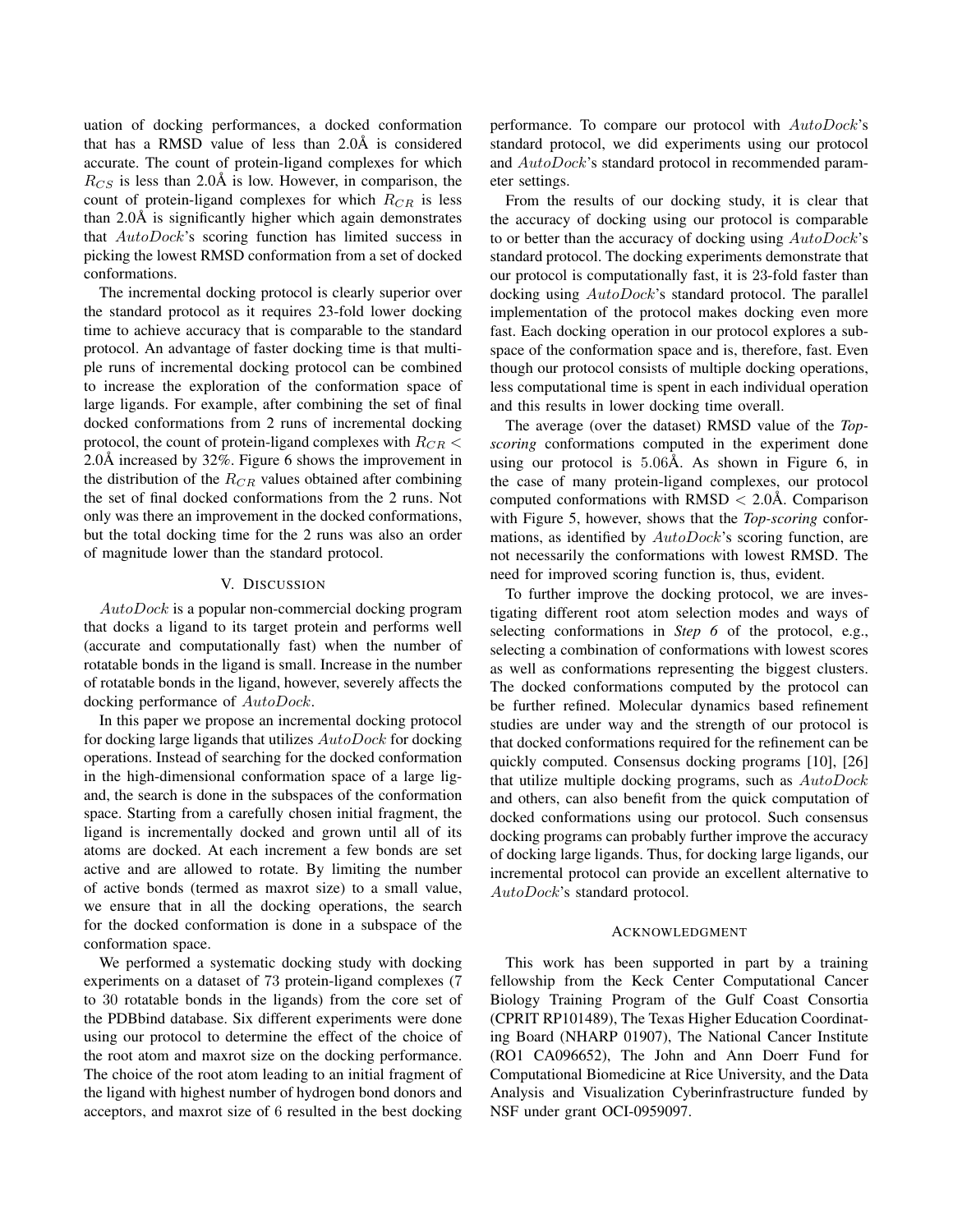uation of docking performances, a docked conformation that has a RMSD value of less than 2.0Å is considered accurate. The count of protein-ligand complexes for which $R_{CS}$ is less than 2.0Å is low. However, in comparison, the count of protein-ligand complexes for which $R_{CR}$ is less than 2.0Å is significantly higher which again demonstrates that *AutoDock*'s scoring function has limited success in picking the lowest RMSD conformation from a set of docked conformations.

The incremental docking protocol is clearly superior over the standard protocol as it requires 23-fold lower docking time to achieve accuracy that is comparable to the standard protocol. An advantage of faster docking time is that multiple runs of incremental docking protocol can be combined to increase the exploration of the conformation space of large ligands. For example, after combining the set of final docked conformations from 2 runs of incremental docking protocol, the count of protein-ligand complexes with $R_{CR} <$ 2.0Å increased by 32%. Figure 6 shows the improvement in the distribution of the $R_{CR}$ values obtained after combining the set of final docked conformations from the 2 runs. Not only was there an improvement in the docked conformations, but the total docking time for the 2 runs was also an order of magnitude lower than the standard protocol.

## V. Discussion

*AutoDock* is a popular non-commercial docking program that docks a ligand to its target protein and performs well (accurate and computationally fast) when the number of rotatable bonds in the ligand is small. Increase in the number of rotatable bonds in the ligand, however, severely affects the docking performance of *AutoDock*.

In this paper we propose an incremental docking protocol for docking large ligands that utilizes *AutoDock* for docking operations. Instead of searching for the docked conformation in the high-dimensional conformation space of a large ligand, the search is done in the subspaces of the conformation space. Starting from a carefully chosen initial fragment, the ligand is incrementally docked and grown until all of its atoms are docked. At each increment a few bonds are set active and are allowed to rotate. By limiting the number of active bonds (termed as maxrot size) to a small value, we ensure that in all the docking operations, the search for the docked conformation is done in a subspace of the conformation space.

We performed a systematic docking study with docking experiments on a dataset of 73 protein-ligand complexes (7 to 30 rotatable bonds in the ligands) from the core set of the PDBbind database. Six different experiments were done using our protocol to determine the effect of the choice of the root atom and maxrot size on the docking performance. The choice of the root atom leading to an initial fragment of the ligand with highest number of hydrogen bond donors and acceptors, and maxrot size of 6 resulted in the best docking performance. To compare our protocol with *AutoDock*'s standard protocol, we did experiments using our protocol and *AutoDock*'s standard protocol in recommended parameter settings.

From the results of our docking study, it is clear that the accuracy of docking using our protocol is comparable to or better than the accuracy of docking using *AutoDock*'s standard protocol. The docking experiments demonstrate that our protocol is computationally fast, it is 23-fold faster than docking using *AutoDock*'s standard protocol. The parallel implementation of the protocol makes docking even more fast. Each docking operation in our protocol explores a subspace of the conformation space and is, therefore, fast. Even though our protocol consists of multiple docking operations, less computational time is spent in each individual operation and this results in lower docking time overall.

The average (over the dataset) RMSD value of the ***Top-scoring*** conformations computed in the experiment done using our protocol is 5.06Å. As shown in Figure 6, in the case of many protein-ligand complexes, our protocol computed conformations with RMSD $<$ 2.0Å. Comparison with Figure 5, however, shows that the ***Top-scoring*** conformations, as identified by *AutoDock*'s scoring function, are not necessarily the conformations with lowest RMSD. The need for improved scoring function is, thus, evident.

To further improve the docking protocol, we are investigating different root atom selection modes and ways of selecting conformations in ***Step 6*** of the protocol, e.g., selecting a combination of conformations with lowest scores as well as conformations representing the biggest clusters. The docked conformations computed by the protocol can be further refined. Molecular dynamics based refinement studies are under way and the strength of our protocol is that docked conformations required for the refinement can be quickly computed. Consensus docking programs [10], [26] that utilize multiple docking programs, such as *AutoDock* and others, can also benefit from the quick computation of docked conformations using our protocol. Such consensus docking programs can probably further improve the accuracy of docking large ligands. Thus, for docking large ligands, our incremental protocol can provide an excellent alternative to *AutoDock*'s standard protocol.

## Acknowledgment

This work has been supported in part by a training fellowship from the Keck Center Computational Cancer Biology Training Program of the Gulf Coast Consortia (CPRIT RP101489), The Texas Higher Education Coordinating Board (NHARP 01907), The National Cancer Institute (RO1 CA096652), The John and Ann Doerr Fund for Computational Biomedicine at Rice University, and the Data Analysis and Visualization Cyberinfrastructure funded by NSF under grant OCI-0959097.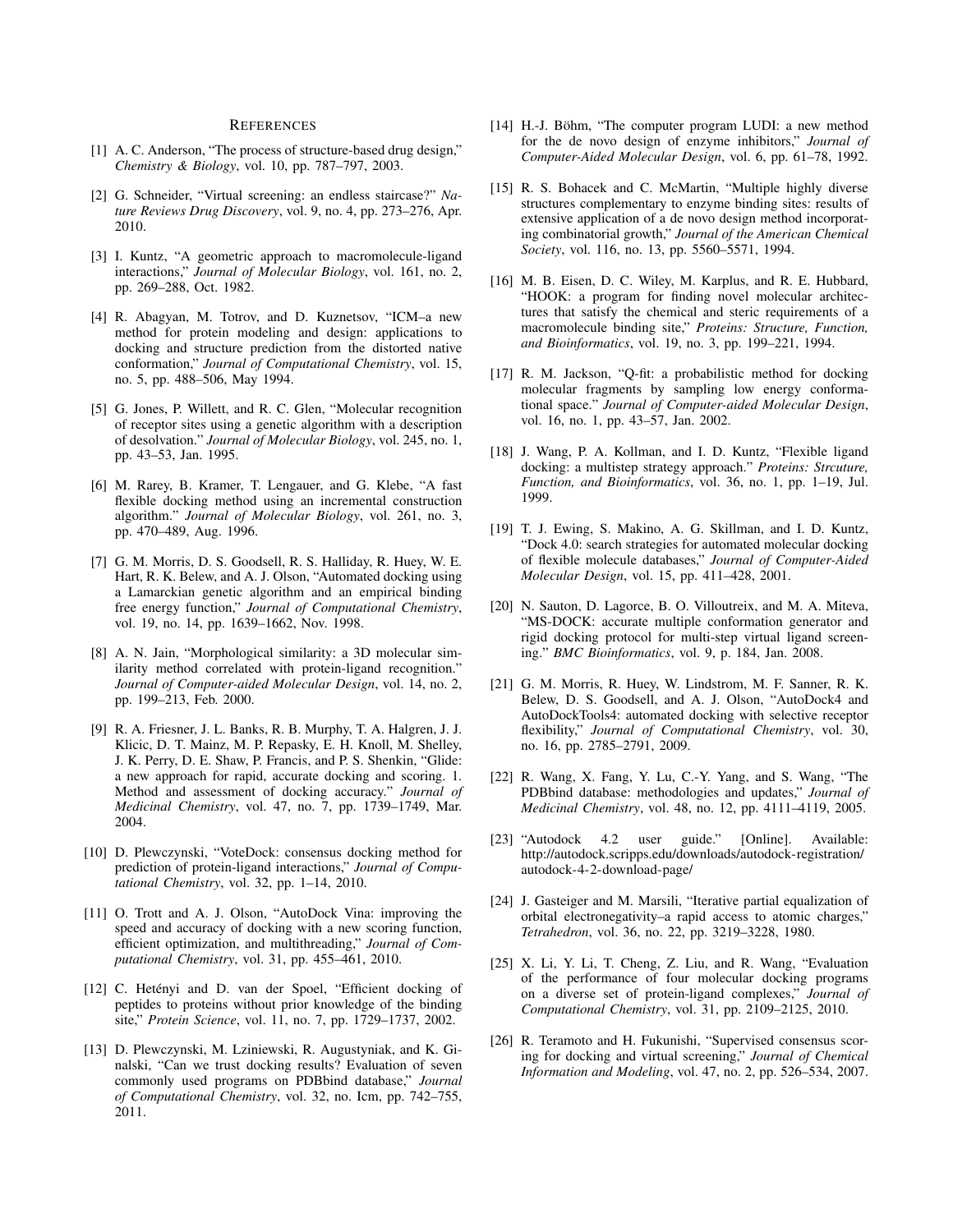# References

[1] A. C. Anderson, "The process of structure-based drug design," *Chemistry & Biology*, vol. 10, pp. 787–797, 2003.

[2] G. Schneider, "Virtual screening: an endless staircase?" *Nature Reviews Drug Discovery*, vol. 9, no. 4, pp. 273–276, Apr. 2010.

[3] I. Kuntz, "A geometric approach to macromolecule-ligand interactions," *Journal of Molecular Biology*, vol. 161, no. 2, pp. 269–288, Oct. 1982.

[4] R. Abagyan, M. Totrov, and D. Kuznetsov, "ICM–a new method for protein modeling and design: applications to docking and structure prediction from the distorted native conformation," *Journal of Computational Chemistry*, vol. 15, no. 5, pp. 488–506, May 1994.

[5] G. Jones, P. Willett, and R. C. Glen, "Molecular recognition of receptor sites using a genetic algorithm with a description of desolvation." *Journal of Molecular Biology*, vol. 245, no. 1, pp. 43–53, Jan. 1995.

[6] M. Rarey, B. Kramer, T. Lengauer, and G. Klebe, "A fast flexible docking method using an incremental construction algorithm." *Journal of Molecular Biology*, vol. 261, no. 3, pp. 470–489, Aug. 1996.

[7] G. M. Morris, D. S. Goodsell, R. S. Halliday, R. Huey, W. E. Hart, R. K. Belew, and A. J. Olson, "Automated docking using a Lamarckian genetic algorithm and an empirical binding free energy function," *Journal of Computational Chemistry*, vol. 19, no. 14, pp. 1639–1662, Nov. 1998.

[8] A. N. Jain, "Morphological similarity: a 3D molecular similarity method correlated with protein-ligand recognition." *Journal of Computer-aided Molecular Design*, vol. 14, no. 2, pp. 199–213, Feb. 2000.

[9] R. A. Friesner, J. L. Banks, R. B. Murphy, T. A. Halgren, J. J. Klicic, D. T. Mainz, M. P. Repasky, E. H. Knoll, M. Shelley, J. K. Perry, D. E. Shaw, P. Francis, and P. S. Shenkin, "Glide: a new approach for rapid, accurate docking and scoring. 1. Method and assessment of docking accuracy." *Journal of Medicinal Chemistry*, vol. 47, no. 7, pp. 1739–1749, Mar. 2004.

[10] D. Plewczynski, "VoteDock: consensus docking method for prediction of protein-ligand interactions," *Journal of Computational Chemistry*, vol. 32, pp. 1–14, 2010.

[11] O. Trott and A. J. Olson, "AutoDock Vina: improving the speed and accuracy of docking with a new scoring function, efficient optimization, and multithreading," *Journal of Computational Chemistry*, vol. 31, pp. 455–461, 2010.

[12] C. Hetényi and D. van der Spoel, "Efficient docking of peptides to proteins without prior knowledge of the binding site," *Protein Science*, vol. 11, no. 7, pp. 1729–1737, 2002.

[13] D. Plewczynski, M. Lzniewski, R. Augustyniak, and K. Ginalski, "Can we trust docking results? Evaluation of seven commonly used programs on PDBbind database," *Journal of Computational Chemistry*, vol. 32, no. Icm, pp. 742–755, 2011.

[14] H.-J. Böhm, "The computer program LUDI: a new method for the de novo design of enzyme inhibitors," *Journal of Computer-Aided Molecular Design*, vol. 6, pp. 61–78, 1992.

[15] R. S. Bohacek and C. McMartin, "Multiple highly diverse structures complementary to enzyme binding sites: results of extensive application of a de novo design method incorporating combinatorial growth," *Journal of the American Chemical Society*, vol. 116, no. 13, pp. 5560–5571, 1994.

[16] M. B. Eisen, D. C. Wiley, M. Karplus, and R. E. Hubbard, "HOOK: a program for finding novel molecular architectures that satisfy the chemical and steric requirements of a macromolecule binding site," *Proteins: Structure, Function, and Bioinformatics*, vol. 19, no. 3, pp. 199–221, 1994.

[17] R. M. Jackson, "Q-fit: a probabilistic method for docking molecular fragments by sampling low energy conformational space." *Journal of Computer-aided Molecular Design*, vol. 16, no. 1, pp. 43–57, Jan. 2002.

[18] J. Wang, P. A. Kollman, and I. D. Kuntz, "Flexible ligand docking: a multistep strategy approach." *Proteins: Strcuture, Function, and Bioinformatics*, vol. 36, no. 1, pp. 1–19, Jul. 1999.

[19] T. J. Ewing, S. Makino, A. G. Skillman, and I. D. Kuntz, "Dock 4.0: search strategies for automated molecular docking of flexible molecule databases," *Journal of Computer-Aided Molecular Design*, vol. 15, pp. 411–428, 2001.

[20] N. Sauton, D. Lagorce, B. O. Villoutreix, and M. A. Miteva, "MS-DOCK: accurate multiple conformation generator and rigid docking protocol for multi-step virtual ligand screening." *BMC Bioinformatics*, vol. 9, p. 184, Jan. 2008.

[21] G. M. Morris, R. Huey, W. Lindstrom, M. F. Sanner, R. K. Belew, D. S. Goodsell, and A. J. Olson, "AutoDock4 and AutoDockTools4: automated docking with selective receptor flexibility," *Journal of Computational Chemistry*, vol. 30, no. 16, pp. 2785–2791, 2009.

[22] R. Wang, X. Fang, Y. Lu, C.-Y. Yang, and S. Wang, "The PDBbind database: methodologies and updates," *Journal of Medicinal Chemistry*, vol. 48, no. 12, pp. 4111–4119, 2005.

[23] "Autodock 4.2 user guide." [Online]. Available: http://autodock.scripps.edu/downloads/autodock-registration/autodock-4-2-download-page/

[24] J. Gasteiger and M. Marsili, "Iterative partial equalization of orbital electronegativity–a rapid access to atomic charges," *Tetrahedron*, vol. 36, no. 22, pp. 3219–3228, 1980.

[25] X. Li, Y. Li, T. Cheng, Z. Liu, and R. Wang, "Evaluation of the performance of four molecular docking programs on a diverse set of protein-ligand complexes," *Journal of Computational Chemistry*, vol. 31, pp. 2109–2125, 2010.

[26] R. Teramoto and H. Fukunishi, "Supervised consensus scoring for docking and virtual screening," *Journal of Chemical Information and Modeling*, vol. 47, no. 2, pp. 526–534, 2007.